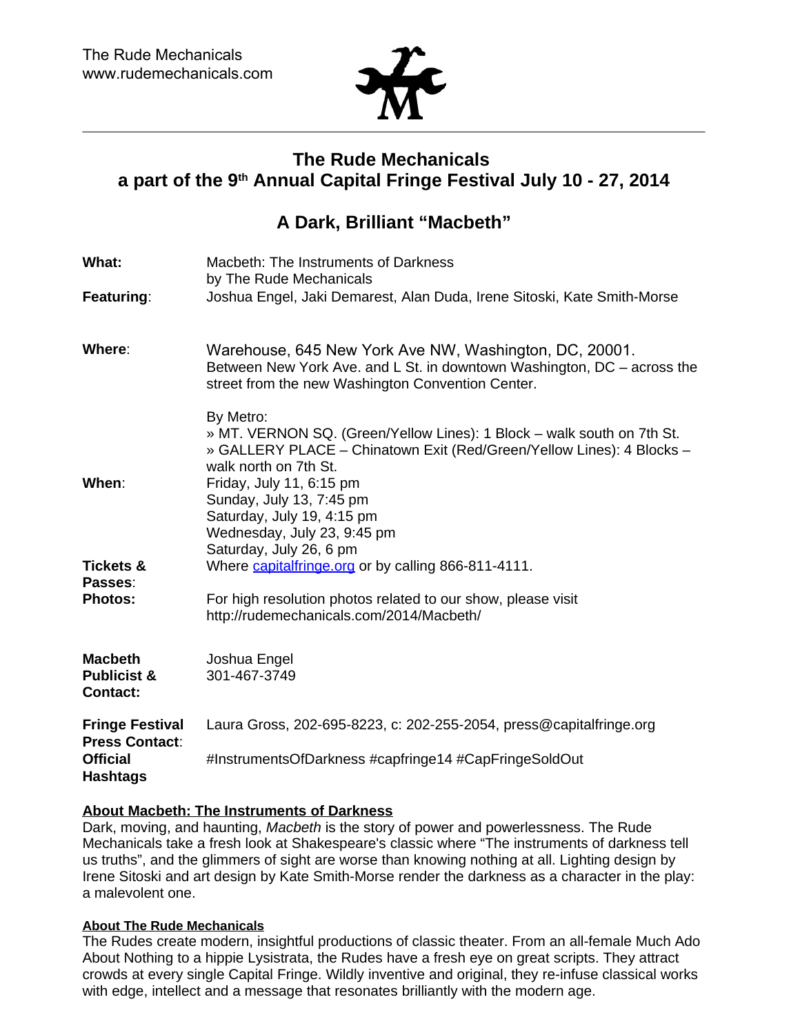The Rude Mechanicals
www.rudemechanicals.com

# The Rude Mechanicals
## a part of the 9th Annual Capital Fringe Festival July 10 - 27, 2014

## A Dark, Brilliant "Macbeth"

| | |
|---|---|
| **What:** | Macbeth: The Instruments of Darkness by The Rude Mechanicals |
| **Featuring**: | Joshua Engel, Jaki Demarest, Alan Duda, Irene Sitoski, Kate Smith-Morse |
| **Where**: | Warehouse, 645 New York Ave NW, Washington, DC, 20001. Between New York Ave. and L St. in downtown Washington, DC – across the street from the new Washington Convention Center.<br><br>By Metro:<br>» MT. VERNON SQ. (Green/Yellow Lines): 1 Block – walk south on 7th St.<br>» GALLERY PLACE – Chinatown Exit (Red/Green/Yellow Lines): 4 Blocks – walk north on 7th St. |
| **When**: | Friday, July 11, 6:15 pm<br>Sunday, July 13, 7:45 pm<br>Saturday, July 19, 4:15 pm<br>Wednesday, July 23, 9:45 pm<br>Saturday, July 26, 6 pm |
| **Tickets & Passes**: | Where capitalfringe.org or by calling 866-811-4111. |
| **Photos:** | For high resolution photos related to our show, please visit http://rudemechanicals.com/2014/Macbeth/ |
| **Macbeth Publicist & Contact:** | Joshua Engel<br>301-467-3749 |
| **Fringe Festival Press Contact**: | Laura Gross, 202-695-8223, c: 202-255-2054, press@capitalfringe.org |
| **Official Hashtags** | #InstrumentsOfDarkness #capfringe14 #CapFringeSoldOut |

### About Macbeth: The Instruments of Darkness

Dark, moving, and haunting, *Macbeth* is the story of power and powerlessness. The Rude Mechanicals take a fresh look at Shakespeare's classic where "The instruments of darkness tell us truths", and the glimmers of sight are worse than knowing nothing at all. Lighting design by Irene Sitoski and art design by Kate Smith-Morse render the darkness as a character in the play: a malevolent one.

#### About The Rude Mechanicals

The Rudes create modern, insightful productions of classic theater. From an all-female Much Ado About Nothing to a hippie Lysistrata, the Rudes have a fresh eye on great scripts. They attract crowds at every single Capital Fringe. Wildly inventive and original, they re-infuse classical works with edge, intellect and a message that resonates brilliantly with the modern age.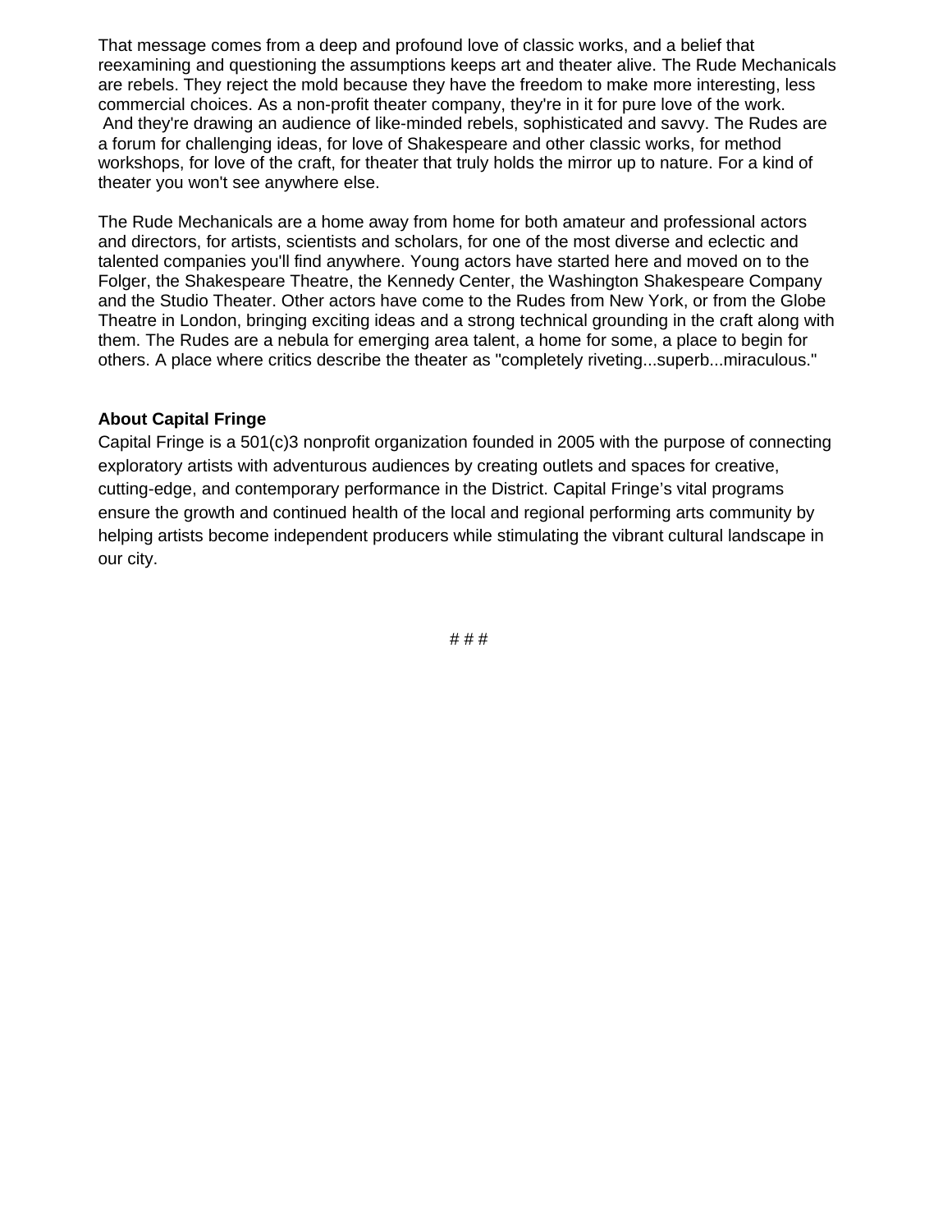That message comes from a deep and profound love of classic works, and a belief that reexamining and questioning the assumptions keeps art and theater alive. The Rude Mechanicals are rebels. They reject the mold because they have the freedom to make more interesting, less commercial choices. As a non-profit theater company, they're in it for pure love of the work. And they're drawing an audience of like-minded rebels, sophisticated and savvy. The Rudes are a forum for challenging ideas, for love of Shakespeare and other classic works, for method workshops, for love of the craft, for theater that truly holds the mirror up to nature. For a kind of theater you won't see anywhere else.

The Rude Mechanicals are a home away from home for both amateur and professional actors and directors, for artists, scientists and scholars, for one of the most diverse and eclectic and talented companies you'll find anywhere. Young actors have started here and moved on to the Folger, the Shakespeare Theatre, the Kennedy Center, the Washington Shakespeare Company and the Studio Theater. Other actors have come to the Rudes from New York, or from the Globe Theatre in London, bringing exciting ideas and a strong technical grounding in the craft along with them. The Rudes are a nebula for emerging area talent, a home for some, a place to begin for others. A place where critics describe the theater as "completely riveting...superb...miraculous."

**About Capital Fringe**

Capital Fringe is a 501(c)3 nonprofit organization founded in 2005 with the purpose of connecting exploratory artists with adventurous audiences by creating outlets and spaces for creative, cutting-edge, and contemporary performance in the District. Capital Fringe's vital programs ensure the growth and continued health of the local and regional performing arts community by helping artists become independent producers while stimulating the vibrant cultural landscape in our city.

# # #